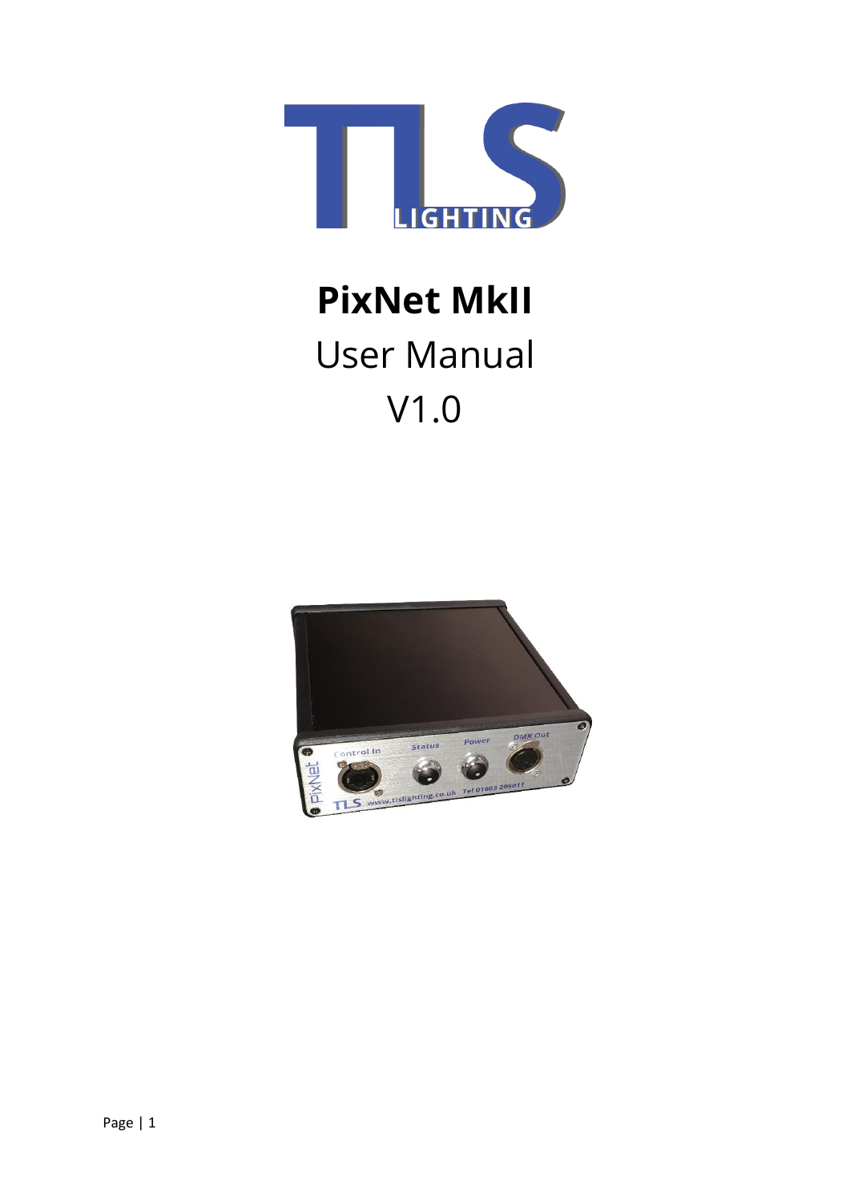# PixNet MkII

User Manual

V1.0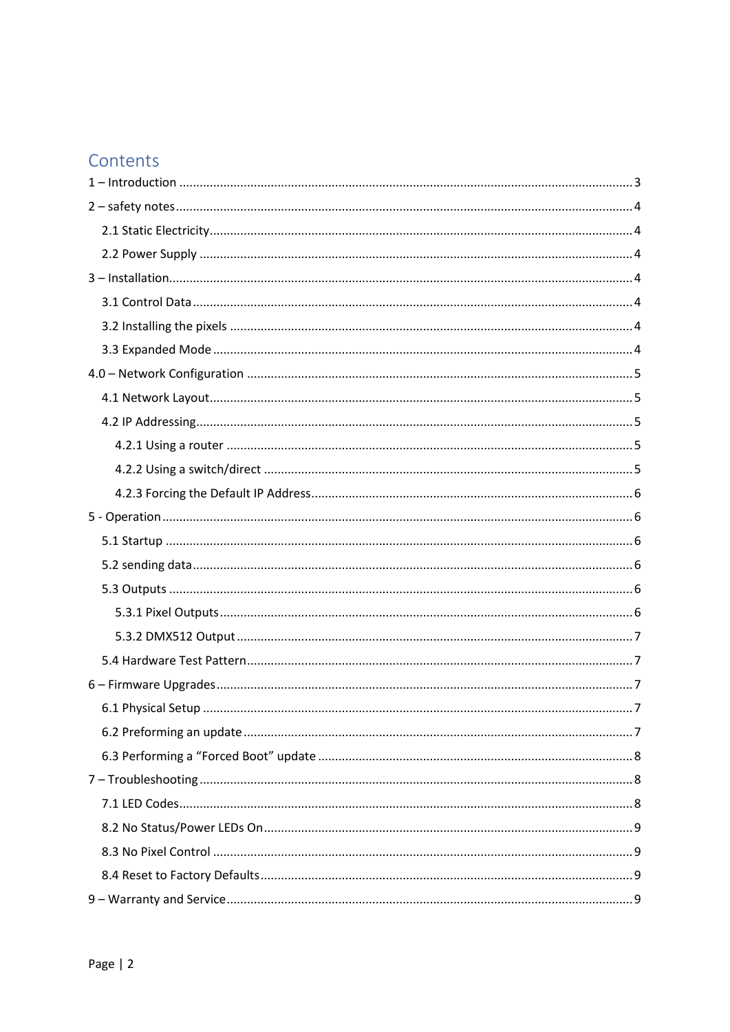# Contents

1 – Introduction ........................................................................................................................................ 3

2 – safety notes.......................................................................................................................................... 4

- 2.1 Static Electricity................................................................................................................................ 4
- 2.2 Power Supply .................................................................................................................................. 4

3 – Installation........................................................................................................................................... 4

- 3.1 Control Data ..................................................................................................................................... 4
- 3.2 Installing the pixels .......................................................................................................................... 4
- 3.3 Expanded Mode ............................................................................................................................... 4

4.0 – Network Configuration ..................................................................................................................... 5

- 4.1 Network Layout................................................................................................................................ 5
- 4.2 IP Addressing.................................................................................................................................... 5
  - 4.2.1 Using a router ........................................................................................................................... 5
  - 4.2.2 Using a switch/direct ................................................................................................................ 5
  - 4.2.3 Forcing the Default IP Address.................................................................................................. 6

5 - Operation.............................................................................................................................................. 6

- 5.1 Startup ............................................................................................................................................. 6
- 5.2 sending data..................................................................................................................................... 6
- 5.3 Outputs ............................................................................................................................................ 6
  - 5.3.1 Pixel Outputs............................................................................................................................. 6
  - 5.3.2 DMX512 Output ........................................................................................................................ 7
- 5.4 Hardware Test Pattern...................................................................................................................... 7

6 – Firmware Upgrades.............................................................................................................................. 7

- 6.1 Physical Setup .................................................................................................................................. 7
- 6.2 Preforming an update ...................................................................................................................... 7
- 6.3 Performing a “Forced Boot” update ................................................................................................. 8

7 – Troubleshooting................................................................................................................................... 8

- 7.1 LED Codes......................................................................................................................................... 8
- 8.2 No Status/Power LEDs On................................................................................................................ 9
- 8.3 No Pixel Control ............................................................................................................................... 9
- 8.4 Reset to Factory Defaults................................................................................................................. 9

9 – Warranty and Service........................................................................................................................... 9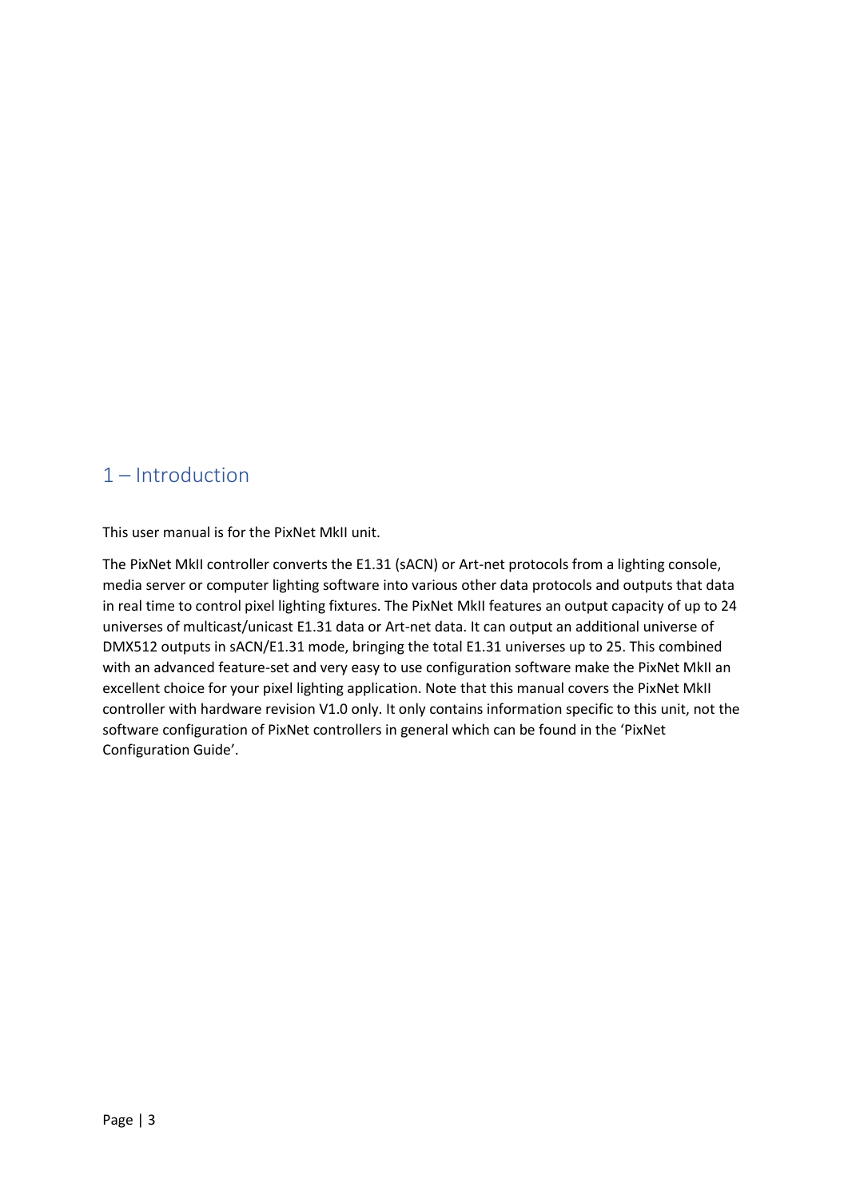# 1 – Introduction

This user manual is for the PixNet MkII unit.

The PixNet MkII controller converts the E1.31 (sACN) or Art-net protocols from a lighting console, media server or computer lighting software into various other data protocols and outputs that data in real time to control pixel lighting fixtures. The PixNet MkII features an output capacity of up to 24 universes of multicast/unicast E1.31 data or Art-net data. It can output an additional universe of DMX512 outputs in sACN/E1.31 mode, bringing the total E1.31 universes up to 25. This combined with an advanced feature-set and very easy to use configuration software make the PixNet MkII an excellent choice for your pixel lighting application. Note that this manual covers the PixNet MkII controller with hardware revision V1.0 only. It only contains information specific to this unit, not the software configuration of PixNet controllers in general which can be found in the 'PixNet Configuration Guide'.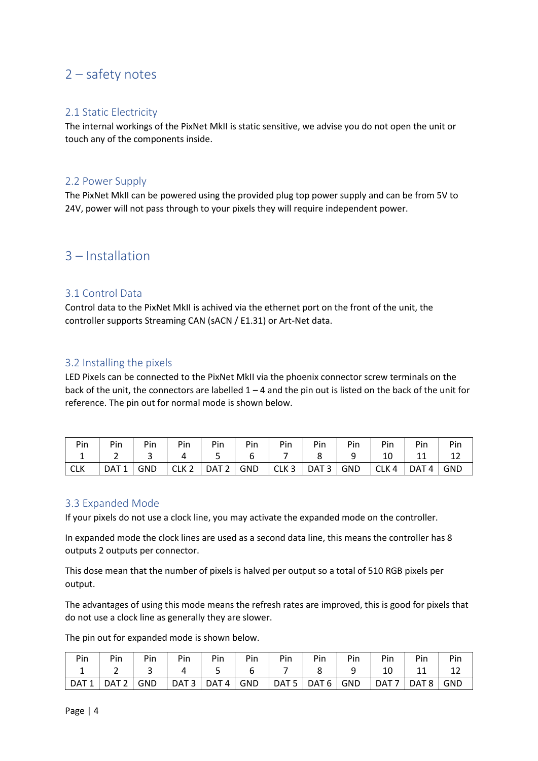# 2 – safety notes

## 2.1 Static Electricity

The internal workings of the PixNet MkII is static sensitive, we advise you do not open the unit or touch any of the components inside.

## 2.2 Power Supply

The PixNet MkII can be powered using the provided plug top power supply and can be from 5V to 24V, power will not pass through to your pixels they will require independent power.

# 3 – Installation

## 3.1 Control Data

Control data to the PixNet MkII is achived via the ethernet port on the front of the unit, the controller supports Streaming CAN (sACN / E1.31) or Art-Net data.

## 3.2 Installing the pixels

LED Pixels can be connected to the PixNet MkII via the phoenix connector screw terminals on the back of the unit, the connectors are labelled 1 – 4 and the pin out is listed on the back of the unit for reference. The pin out for normal mode is shown below.

| Pin 1 | Pin 2 | Pin 3 | Pin 4 | Pin 5 | Pin 6 | Pin 7 | Pin 8 | Pin 9 | Pin 10 | Pin 11 | Pin 12 |
|---|---|---|---|---|---|---|---|---|---|---|---|
| CLK | DAT 1 | GND | CLK 2 | DAT 2 | GND | CLK 3 | DAT 3 | GND | CLK 4 | DAT 4 | GND |

## 3.3 Expanded Mode

If your pixels do not use a clock line, you may activate the expanded mode on the controller.

In expanded mode the clock lines are used as a second data line, this means the controller has 8 outputs 2 outputs per connector.

This dose mean that the number of pixels is halved per output so a total of 510 RGB pixels per output.

The advantages of using this mode means the refresh rates are improved, this is good for pixels that do not use a clock line as generally they are slower.

The pin out for expanded mode is shown below.

| Pin 1 | Pin 2 | Pin 3 | Pin 4 | Pin 5 | Pin 6 | Pin 7 | Pin 8 | Pin 9 | Pin 10 | Pin 11 | Pin 12 |
|---|---|---|---|---|---|---|---|---|---|---|---|
| DAT 1 | DAT 2 | GND | DAT 3 | DAT 4 | GND | DAT 5 | DAT 6 | GND | DAT 7 | DAT 8 | GND |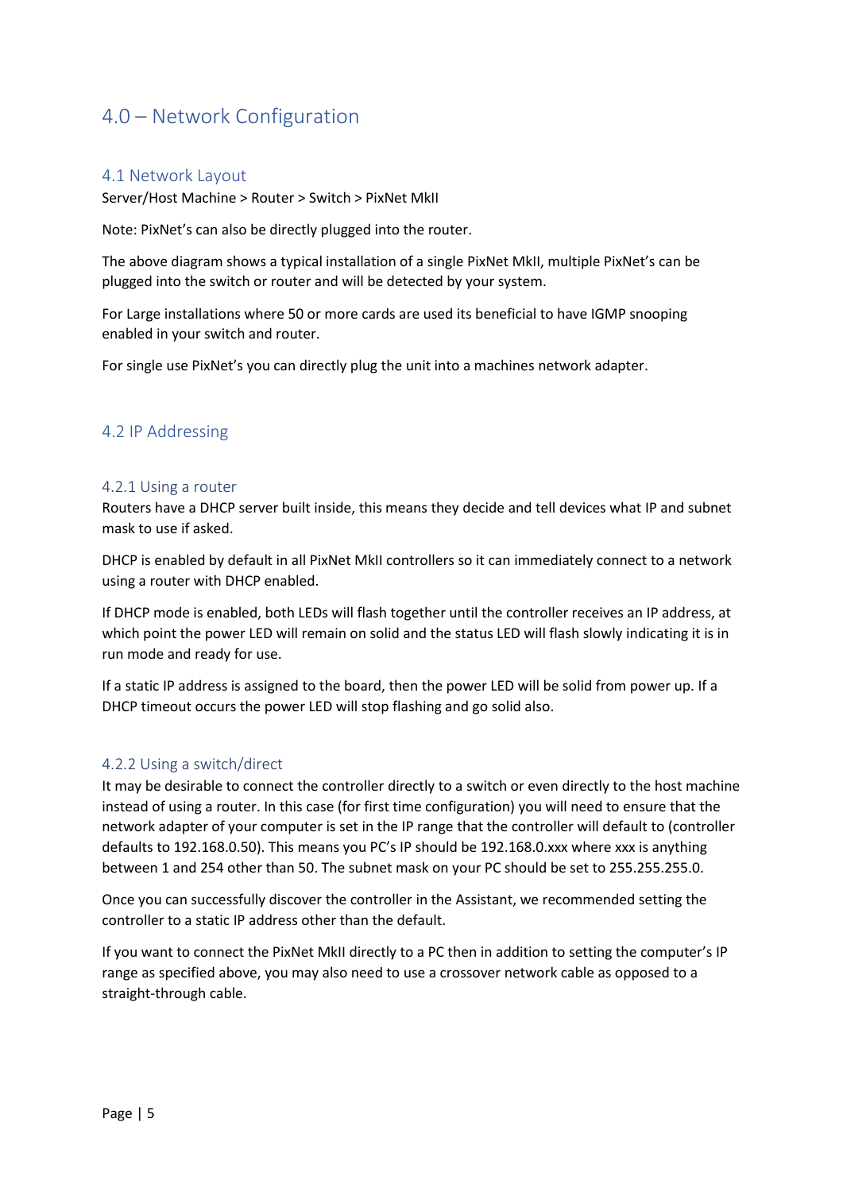# 4.0 – Network Configuration

## 4.1 Network Layout

Server/Host Machine > Router > Switch > PixNet MkII

Note: PixNet's can also be directly plugged into the router.

The above diagram shows a typical installation of a single PixNet MkII, multiple PixNet's can be plugged into the switch or router and will be detected by your system.

For Large installations where 50 or more cards are used its beneficial to have IGMP snooping enabled in your switch and router.

For single use PixNet's you can directly plug the unit into a machines network adapter.

## 4.2 IP Addressing

### 4.2.1 Using a router

Routers have a DHCP server built inside, this means they decide and tell devices what IP and subnet mask to use if asked.

DHCP is enabled by default in all PixNet MkII controllers so it can immediately connect to a network using a router with DHCP enabled.

If DHCP mode is enabled, both LEDs will flash together until the controller receives an IP address, at which point the power LED will remain on solid and the status LED will flash slowly indicating it is in run mode and ready for use.

If a static IP address is assigned to the board, then the power LED will be solid from power up. If a DHCP timeout occurs the power LED will stop flashing and go solid also.

### 4.2.2 Using a switch/direct

It may be desirable to connect the controller directly to a switch or even directly to the host machine instead of using a router. In this case (for first time configuration) you will need to ensure that the network adapter of your computer is set in the IP range that the controller will default to (controller defaults to 192.168.0.50). This means you PC's IP should be 192.168.0.xxx where xxx is anything between 1 and 254 other than 50. The subnet mask on your PC should be set to 255.255.255.0.

Once you can successfully discover the controller in the Assistant, we recommended setting the controller to a static IP address other than the default.

If you want to connect the PixNet MkII directly to a PC then in addition to setting the computer's IP range as specified above, you may also need to use a crossover network cable as opposed to a straight-through cable.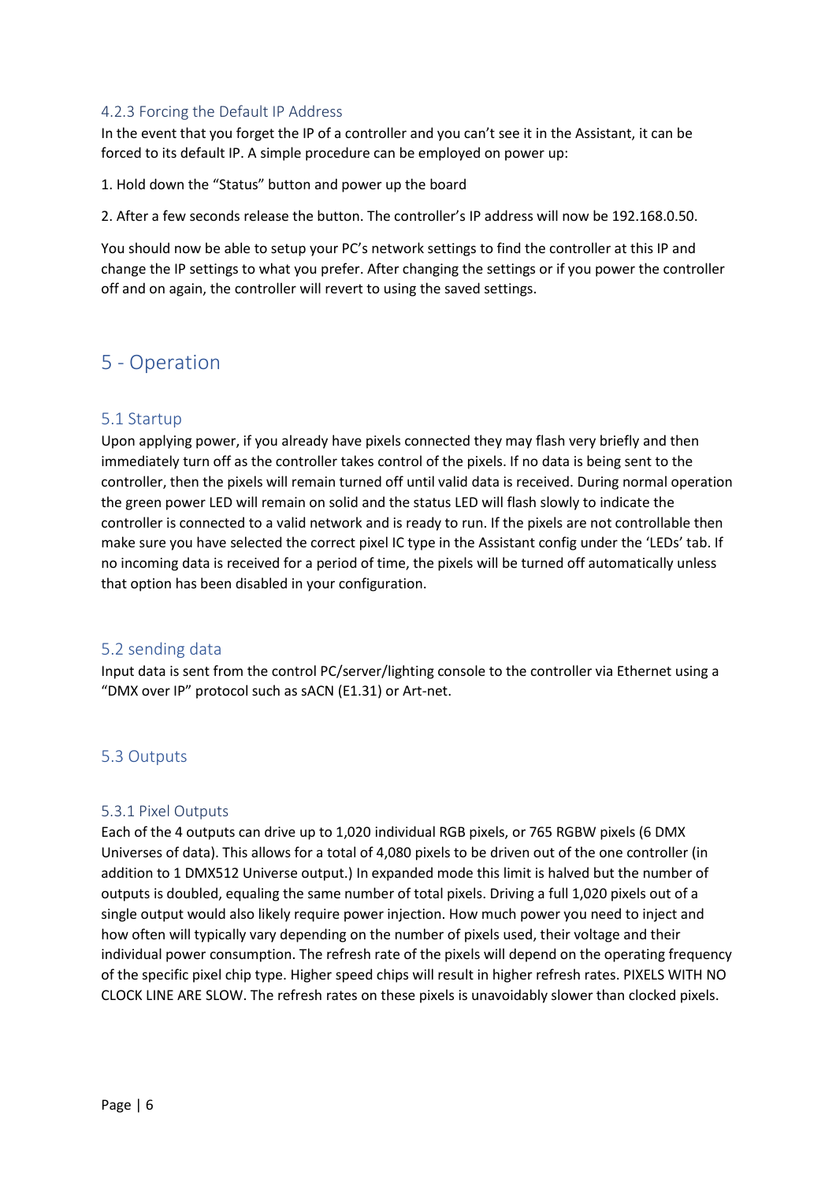#### 4.2.3 Forcing the Default IP Address

In the event that you forget the IP of a controller and you can't see it in the Assistant, it can be forced to its default IP. A simple procedure can be employed on power up:

1. Hold down the "Status" button and power up the board

2. After a few seconds release the button. The controller's IP address will now be 192.168.0.50.

You should now be able to setup your PC's network settings to find the controller at this IP and change the IP settings to what you prefer. After changing the settings or if you power the controller off and on again, the controller will revert to using the saved settings.

## 5 - Operation

### 5.1 Startup

Upon applying power, if you already have pixels connected they may flash very briefly and then immediately turn off as the controller takes control of the pixels. If no data is being sent to the controller, then the pixels will remain turned off until valid data is received. During normal operation the green power LED will remain on solid and the status LED will flash slowly to indicate the controller is connected to a valid network and is ready to run. If the pixels are not controllable then make sure you have selected the correct pixel IC type in the Assistant config under the 'LEDs' tab. If no incoming data is received for a period of time, the pixels will be turned off automatically unless that option has been disabled in your configuration.

### 5.2 sending data

Input data is sent from the control PC/server/lighting console to the controller via Ethernet using a "DMX over IP" protocol such as sACN (E1.31) or Art-net.

### 5.3 Outputs

#### 5.3.1 Pixel Outputs

Each of the 4 outputs can drive up to 1,020 individual RGB pixels, or 765 RGBW pixels (6 DMX Universes of data). This allows for a total of 4,080 pixels to be driven out of the one controller (in addition to 1 DMX512 Universe output.) In expanded mode this limit is halved but the number of outputs is doubled, equaling the same number of total pixels. Driving a full 1,020 pixels out of a single output would also likely require power injection. How much power you need to inject and how often will typically vary depending on the number of pixels used, their voltage and their individual power consumption. The refresh rate of the pixels will depend on the operating frequency of the specific pixel chip type. Higher speed chips will result in higher refresh rates. PIXELS WITH NO CLOCK LINE ARE SLOW. The refresh rates on these pixels is unavoidably slower than clocked pixels.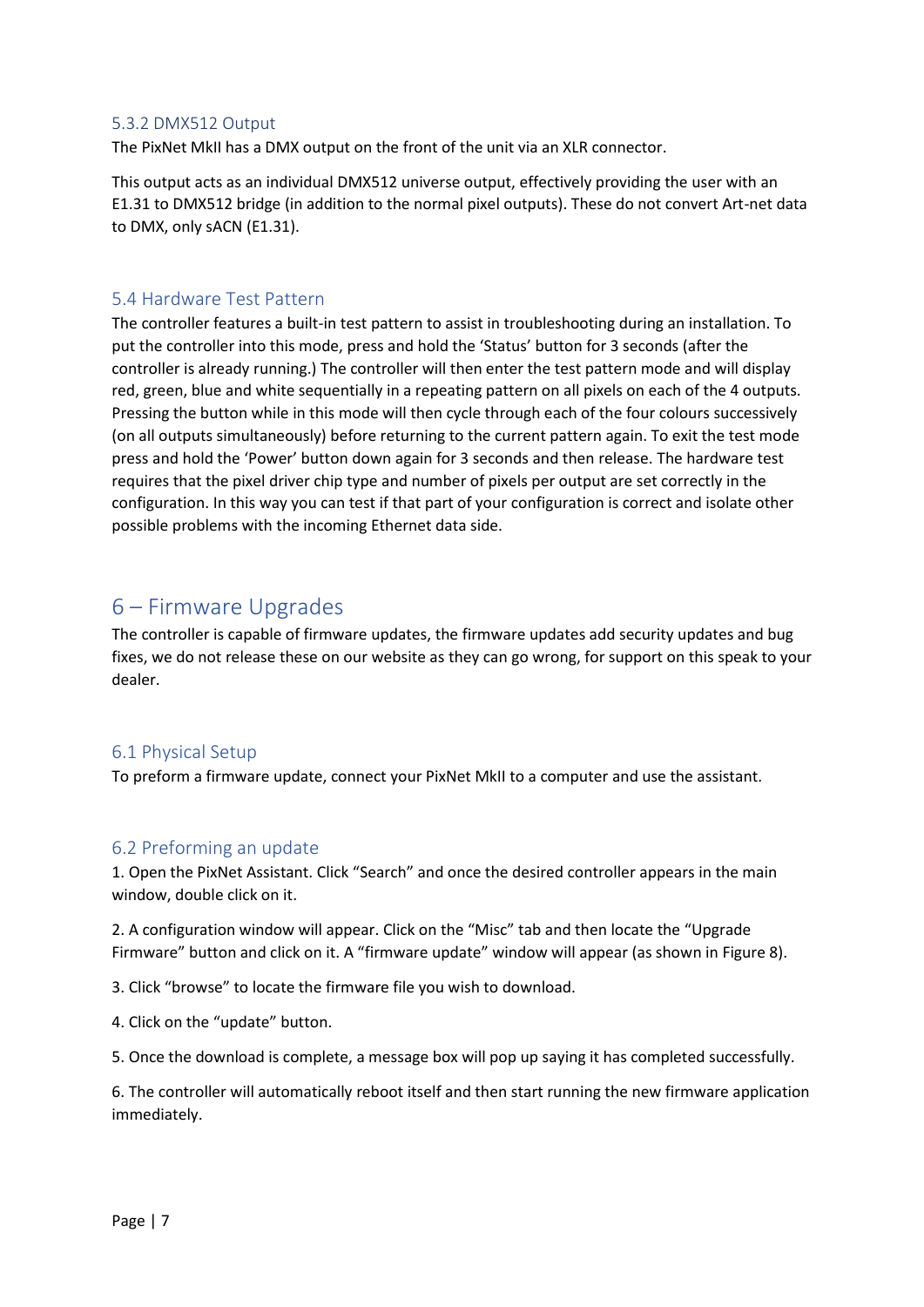### 5.3.2 DMX512 Output

The PixNet MkII has a DMX output on the front of the unit via an XLR connector.

This output acts as an individual DMX512 universe output, effectively providing the user with an E1.31 to DMX512 bridge (in addition to the normal pixel outputs). These do not convert Art-net data to DMX, only sACN (E1.31).

## 5.4 Hardware Test Pattern

The controller features a built-in test pattern to assist in troubleshooting during an installation. To put the controller into this mode, press and hold the 'Status' button for 3 seconds (after the controller is already running.) The controller will then enter the test pattern mode and will display red, green, blue and white sequentially in a repeating pattern on all pixels on each of the 4 outputs. Pressing the button while in this mode will then cycle through each of the four colours successively (on all outputs simultaneously) before returning to the current pattern again. To exit the test mode press and hold the 'Power' button down again for 3 seconds and then release. The hardware test requires that the pixel driver chip type and number of pixels per output are set correctly in the configuration. In this way you can test if that part of your configuration is correct and isolate other possible problems with the incoming Ethernet data side.

# 6 – Firmware Upgrades

The controller is capable of firmware updates, the firmware updates add security updates and bug fixes, we do not release these on our website as they can go wrong, for support on this speak to your dealer.

## 6.1 Physical Setup

To preform a firmware update, connect your PixNet MkII to a computer and use the assistant.

## 6.2 Preforming an update

1. Open the PixNet Assistant. Click "Search" and once the desired controller appears in the main window, double click on it.

2. A configuration window will appear. Click on the "Misc" tab and then locate the "Upgrade Firmware" button and click on it. A "firmware update" window will appear (as shown in Figure 8).

3. Click "browse" to locate the firmware file you wish to download.

4. Click on the "update" button.

5. Once the download is complete, a message box will pop up saying it has completed successfully.

6. The controller will automatically reboot itself and then start running the new firmware application immediately.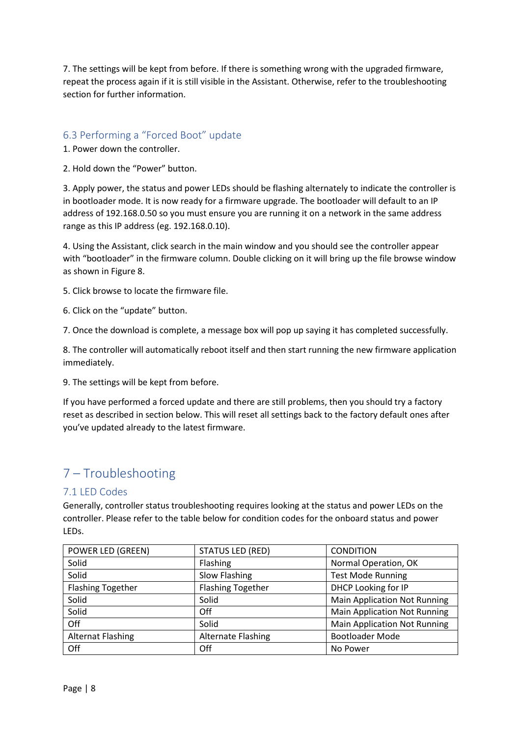7. The settings will be kept from before. If there is something wrong with the upgraded firmware, repeat the process again if it is still visible in the Assistant. Otherwise, refer to the troubleshooting section for further information.

### 6.3 Performing a “Forced Boot” update

1. Power down the controller.

2. Hold down the “Power” button.

3. Apply power, the status and power LEDs should be flashing alternately to indicate the controller is in bootloader mode. It is now ready for a firmware upgrade. The bootloader will default to an IP address of 192.168.0.50 so you must ensure you are running it on a network in the same address range as this IP address (eg. 192.168.0.10).

4. Using the Assistant, click search in the main window and you should see the controller appear with “bootloader” in the firmware column. Double clicking on it will bring up the file browse window as shown in Figure 8.

5. Click browse to locate the firmware file.

6. Click on the “update” button.

7. Once the download is complete, a message box will pop up saying it has completed successfully.

8. The controller will automatically reboot itself and then start running the new firmware application immediately.

9. The settings will be kept from before.

If you have performed a forced update and there are still problems, then you should try a factory reset as described in section below. This will reset all settings back to the factory default ones after you’ve updated already to the latest firmware.

## 7 – Troubleshooting

### 7.1 LED Codes

Generally, controller status troubleshooting requires looking at the status and power LEDs on the controller. Please refer to the table below for condition codes for the onboard status and power LEDs.

| POWER LED (GREEN) | STATUS LED (RED) | CONDITION |
|---|---|---|
| Solid | Flashing | Normal Operation, OK |
| Solid | Slow Flashing | Test Mode Running |
| Flashing Together | Flashing Together | DHCP Looking for IP |
| Solid | Solid | Main Application Not Running |
| Solid | Off | Main Application Not Running |
| Off | Solid | Main Application Not Running |
| Alternat Flashing | Alternate Flashing | Bootloader Mode |
| Off | Off | No Power |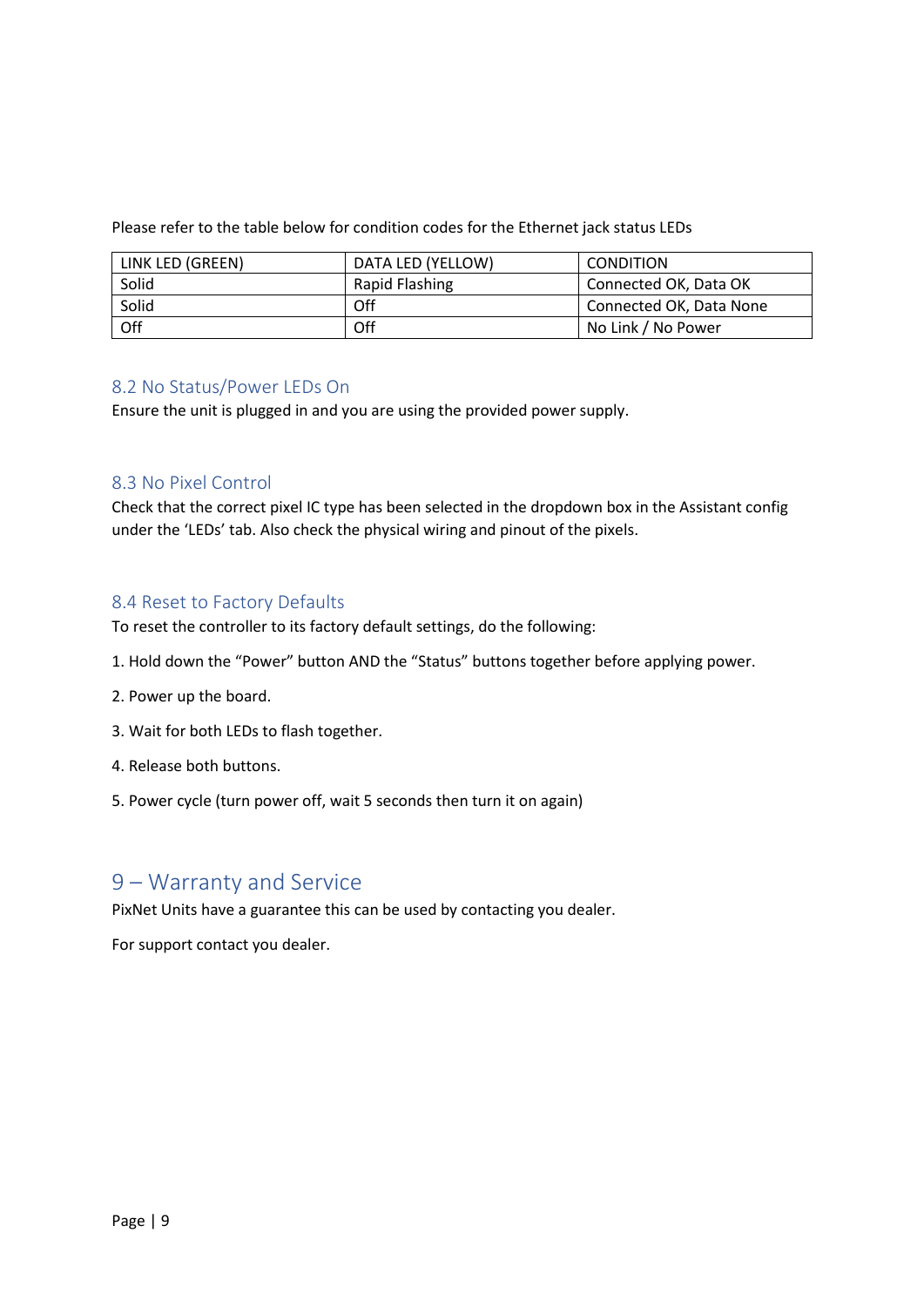Please refer to the table below for condition codes for the Ethernet jack status LEDs

| LINK LED (GREEN) | DATA LED (YELLOW) | CONDITION |
|---|---|---|
| Solid | Rapid Flashing | Connected OK, Data OK |
| Solid | Off | Connected OK, Data None |
| Off | Off | No Link / No Power |

### 8.2 No Status/Power LEDs On

Ensure the unit is plugged in and you are using the provided power supply.

### 8.3 No Pixel Control

Check that the correct pixel IC type has been selected in the dropdown box in the Assistant config under the 'LEDs' tab. Also check the physical wiring and pinout of the pixels.

### 8.4 Reset to Factory Defaults

To reset the controller to its factory default settings, do the following:

1. Hold down the "Power" button AND the "Status" buttons together before applying power.

2. Power up the board.

3. Wait for both LEDs to flash together.

4. Release both buttons.

5. Power cycle (turn power off, wait 5 seconds then turn it on again)

## 9 – Warranty and Service

PixNet Units have a guarantee this can be used by contacting you dealer.

For support contact you dealer.